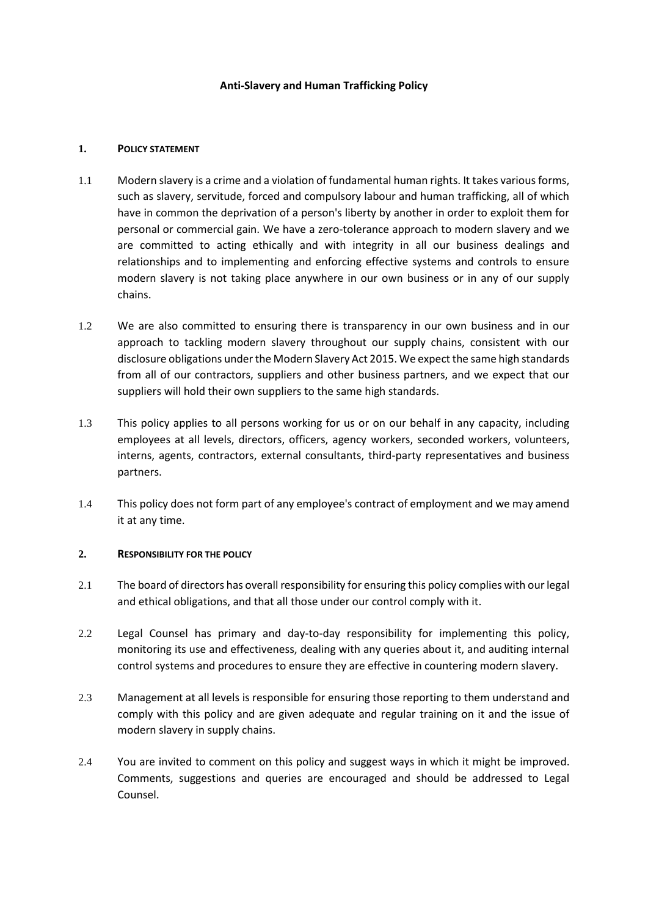# Anti-Slavery and Human Trafficking Policy

## 1. POLICY STATEMENT

1.1 Modern slavery is a crime and a violation of fundamental human rights. It takes various forms, such as slavery, servitude, forced and compulsory labour and human trafficking, all of which have in common the deprivation of a person's liberty by another in order to exploit them for personal or commercial gain. We have a zero-tolerance approach to modern slavery and we are committed to acting ethically and with integrity in all our business dealings and relationships and to implementing and enforcing effective systems and controls to ensure modern slavery is not taking place anywhere in our own business or in any of our supply chains.

1.2 We are also committed to ensuring there is transparency in our own business and in our approach to tackling modern slavery throughout our supply chains, consistent with our disclosure obligations under the Modern Slavery Act 2015. We expect the same high standards from all of our contractors, suppliers and other business partners, and we expect that our suppliers will hold their own suppliers to the same high standards.

1.3 This policy applies to all persons working for us or on our behalf in any capacity, including employees at all levels, directors, officers, agency workers, seconded workers, volunteers, interns, agents, contractors, external consultants, third-party representatives and business partners.

1.4 This policy does not form part of any employee's contract of employment and we may amend it at any time.

## 2. RESPONSIBILITY FOR THE POLICY

2.1 The board of directors has overall responsibility for ensuring this policy complies with our legal and ethical obligations, and that all those under our control comply with it.

2.2 Legal Counsel has primary and day-to-day responsibility for implementing this policy, monitoring its use and effectiveness, dealing with any queries about it, and auditing internal control systems and procedures to ensure they are effective in countering modern slavery.

2.3 Management at all levels is responsible for ensuring those reporting to them understand and comply with this policy and are given adequate and regular training on it and the issue of modern slavery in supply chains.

2.4 You are invited to comment on this policy and suggest ways in which it might be improved. Comments, suggestions and queries are encouraged and should be addressed to Legal Counsel.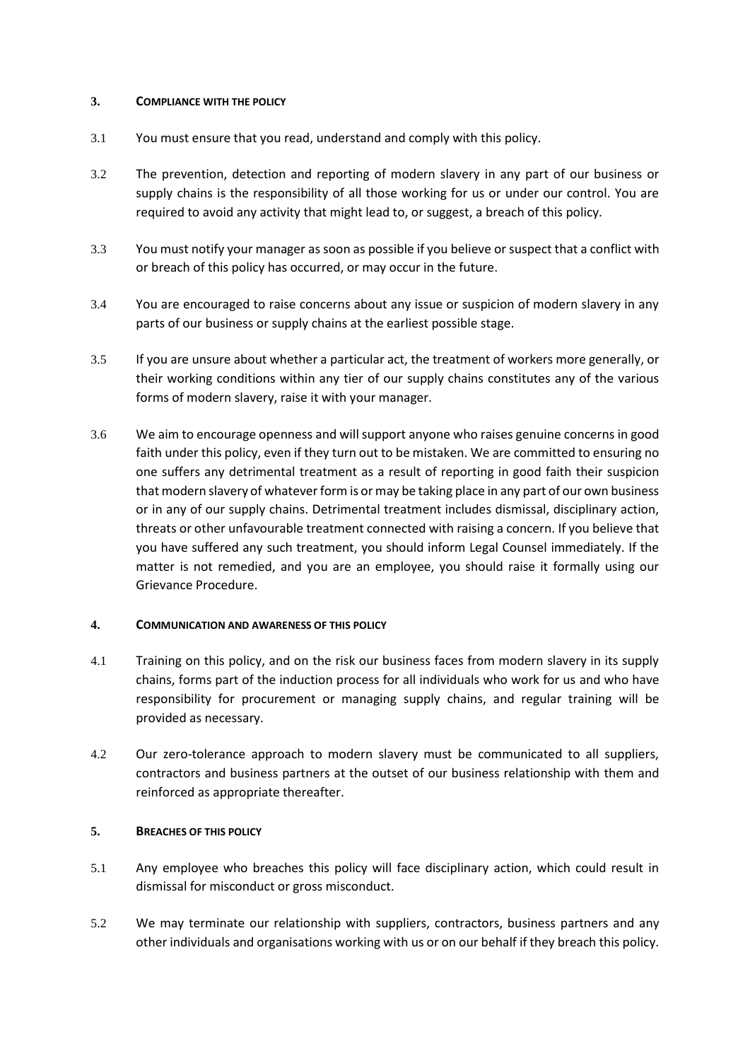## 3. COMPLIANCE WITH THE POLICY

3.1 You must ensure that you read, understand and comply with this policy.

3.2 The prevention, detection and reporting of modern slavery in any part of our business or supply chains is the responsibility of all those working for us or under our control. You are required to avoid any activity that might lead to, or suggest, a breach of this policy.

3.3 You must notify your manager as soon as possible if you believe or suspect that a conflict with or breach of this policy has occurred, or may occur in the future.

3.4 You are encouraged to raise concerns about any issue or suspicion of modern slavery in any parts of our business or supply chains at the earliest possible stage.

3.5 If you are unsure about whether a particular act, the treatment of workers more generally, or their working conditions within any tier of our supply chains constitutes any of the various forms of modern slavery, raise it with your manager.

3.6 We aim to encourage openness and will support anyone who raises genuine concerns in good faith under this policy, even if they turn out to be mistaken. We are committed to ensuring no one suffers any detrimental treatment as a result of reporting in good faith their suspicion that modern slavery of whatever form is or may be taking place in any part of our own business or in any of our supply chains. Detrimental treatment includes dismissal, disciplinary action, threats or other unfavourable treatment connected with raising a concern. If you believe that you have suffered any such treatment, you should inform Legal Counsel immediately. If the matter is not remedied, and you are an employee, you should raise it formally using our Grievance Procedure.

## 4. COMMUNICATION AND AWARENESS OF THIS POLICY

4.1 Training on this policy, and on the risk our business faces from modern slavery in its supply chains, forms part of the induction process for all individuals who work for us and who have responsibility for procurement or managing supply chains, and regular training will be provided as necessary.

4.2 Our zero-tolerance approach to modern slavery must be communicated to all suppliers, contractors and business partners at the outset of our business relationship with them and reinforced as appropriate thereafter.

## 5. BREACHES OF THIS POLICY

5.1 Any employee who breaches this policy will face disciplinary action, which could result in dismissal for misconduct or gross misconduct.

5.2 We may terminate our relationship with suppliers, contractors, business partners and any other individuals and organisations working with us or on our behalf if they breach this policy.